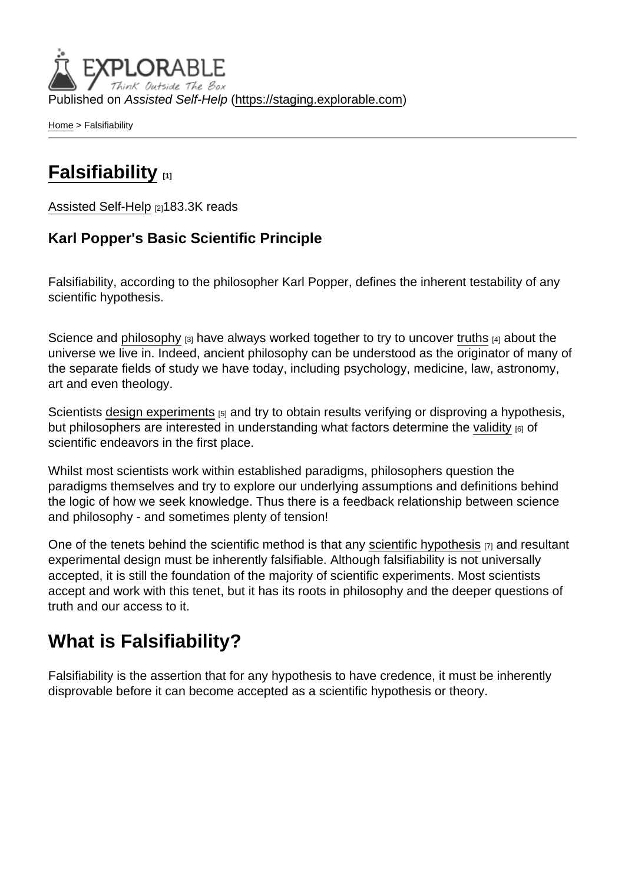Published on *Assisted Self-Help* (https://staging.explorable.com)

Home > Falsifiability

# Falsifiability [1]

Assisted Self-Help [2]183.3K reads

**Karl Popper's Basic Scientific Principle**

Falsifiability, according to the philosopher Karl Popper, defines the inherent testability of any scientific hypothesis.

Science and philosophy [3] have always worked together to try to uncover truths [4] about the universe we live in. Indeed, ancient philosophy can be understood as the originator of many of the separate fields of study we have today, including psychology, medicine, law, astronomy, art and even theology.

Scientists design experiments [5] and try to obtain results verifying or disproving a hypothesis, but philosophers are interested in understanding what factors determine the validity [6] of scientific endeavors in the first place.

Whilst most scientists work within established paradigms, philosophers question the paradigms themselves and try to explore our underlying assumptions and definitions behind the logic of how we seek knowledge. Thus there is a feedback relationship between science and philosophy - and sometimes plenty of tension!

One of the tenets behind the scientific method is that any scientific hypothesis [7] and resultant experimental design must be inherently falsifiable. Although falsifiability is not universally accepted, it is still the foundation of the majority of scientific experiments. Most scientists accept and work with this tenet, but it has its roots in philosophy and the deeper questions of truth and our access to it.

## What is Falsifiability?

Falsifiability is the assertion that for any hypothesis to have credence, it must be inherently disprovable before it can become accepted as a scientific hypothesis or theory.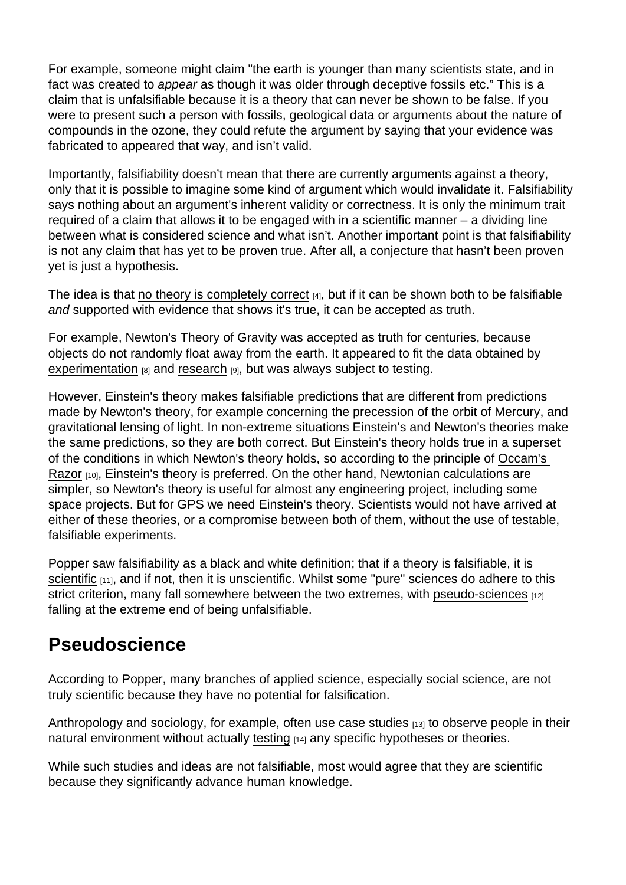For example, someone might claim "the earth is younger than many scientists state, and in fact was created to *appear* as though it was older through deceptive fossils etc." This is a claim that is unfalsifiable because it is a theory that can never be shown to be false. If you were to present such a person with fossils, geological data or arguments about the nature of compounds in the ozone, they could refute the argument by saying that your evidence was fabricated to appeared that way, and isn't valid.

Importantly, falsifiability doesn't mean that there are currently arguments against a theory, only that it is possible to imagine some kind of argument which would invalidate it. Falsifiability says nothing about an argument's inherent validity or correctness. It is only the minimum trait required of a claim that allows it to be engaged with in a scientific manner – a dividing line between what is considered science and what isn't. Another important point is that falsifiability is not any claim that has yet to be proven true. After all, a conjecture that hasn't been proven yet is just a hypothesis.

The idea is that no theory is completely correct [4], but if it can be shown both to be falsifiable *and* supported with evidence that shows it's true, it can be accepted as truth.

For example, Newton's Theory of Gravity was accepted as truth for centuries, because objects do not randomly float away from the earth. It appeared to fit the data obtained by experimentation [8] and research [9], but was always subject to testing.

However, Einstein's theory makes falsifiable predictions that are different from predictions made by Newton's theory, for example concerning the precession of the orbit of Mercury, and gravitational lensing of light. In non-extreme situations Einstein's and Newton's theories make the same predictions, so they are both correct. But Einstein's theory holds true in a superset of the conditions in which Newton's theory holds, so according to the principle of Occam's Razor [10], Einstein's theory is preferred. On the other hand, Newtonian calculations are simpler, so Newton's theory is useful for almost any engineering project, including some space projects. But for GPS we need Einstein's theory. Scientists would not have arrived at either of these theories, or a compromise between both of them, without the use of testable, falsifiable experiments.

Popper saw falsifiability as a black and white definition; that if a theory is falsifiable, it is scientific [11], and if not, then it is unscientific. Whilst some "pure" sciences do adhere to this strict criterion, many fall somewhere between the two extremes, with pseudo-sciences [12] falling at the extreme end of being unfalsifiable.

## Pseudoscience

According to Popper, many branches of applied science, especially social science, are not truly scientific because they have no potential for falsification.

Anthropology and sociology, for example, often use case studies [13] to observe people in their natural environment without actually testing [14] any specific hypotheses or theories.

While such studies and ideas are not falsifiable, most would agree that they are scientific because they significantly advance human knowledge.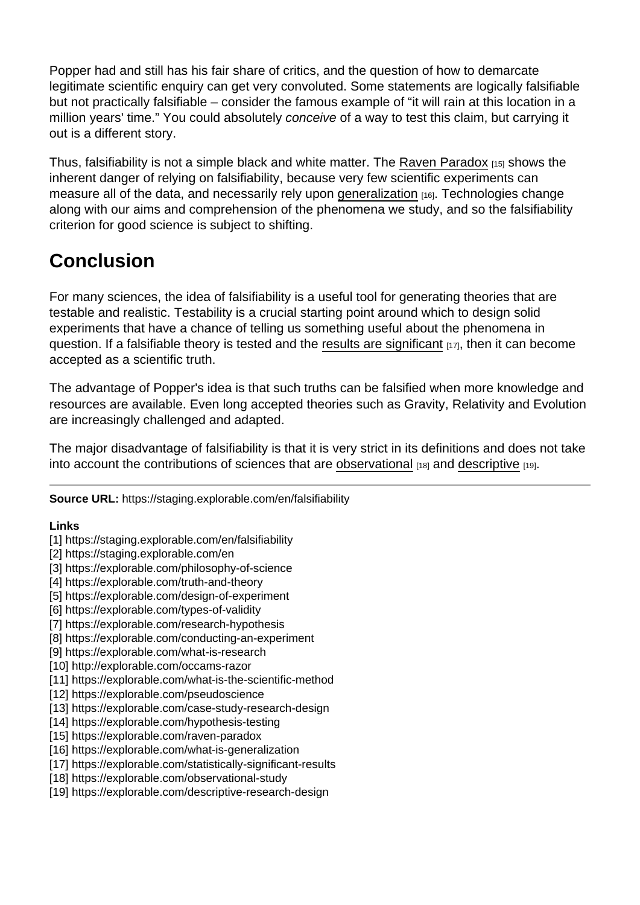Popper had and still has his fair share of critics, and the question of how to demarcate legitimate scientific enquiry can get very convoluted. Some statements are logically falsifiable but not practically falsifiable – consider the famous example of "it will rain at this location in a million years' time." You could absolutely *conceive* of a way to test this claim, but carrying it out is a different story.

Thus, falsifiability is not a simple black and white matter. The Raven Paradox [15] shows the inherent danger of relying on falsifiability, because very few scientific experiments can measure all of the data, and necessarily rely upon generalization [16]. Technologies change along with our aims and comprehension of the phenomena we study, and so the falsifiability criterion for good science is subject to shifting.

## Conclusion

For many sciences, the idea of falsifiability is a useful tool for generating theories that are testable and realistic. Testability is a crucial starting point around which to design solid experiments that have a chance of telling us something useful about the phenomena in question. If a falsifiable theory is tested and the results are significant [17], then it can become accepted as a scientific truth.

The advantage of Popper's idea is that such truths can be falsified when more knowledge and resources are available. Even long accepted theories such as Gravity, Relativity and Evolution are increasingly challenged and adapted.

The major disadvantage of falsifiability is that it is very strict in its definitions and does not take into account the contributions of sciences that are observational [18] and descriptive [19].

---

**Source URL:** https://staging.explorable.com/en/falsifiability

**Links**

[1] https://staging.explorable.com/en/falsifiability
[2] https://staging.explorable.com/en
[3] https://explorable.com/philosophy-of-science
[4] https://explorable.com/truth-and-theory
[5] https://explorable.com/design-of-experiment
[6] https://explorable.com/types-of-validity
[7] https://explorable.com/research-hypothesis
[8] https://explorable.com/conducting-an-experiment
[9] https://explorable.com/what-is-research
[10] http://explorable.com/occams-razor
[11] https://explorable.com/what-is-the-scientific-method
[12] https://explorable.com/pseudoscience
[13] https://explorable.com/case-study-research-design
[14] https://explorable.com/hypothesis-testing
[15] https://explorable.com/raven-paradox
[16] https://explorable.com/what-is-generalization
[17] https://explorable.com/statistically-significant-results
[18] https://explorable.com/observational-study
[19] https://explorable.com/descriptive-research-design